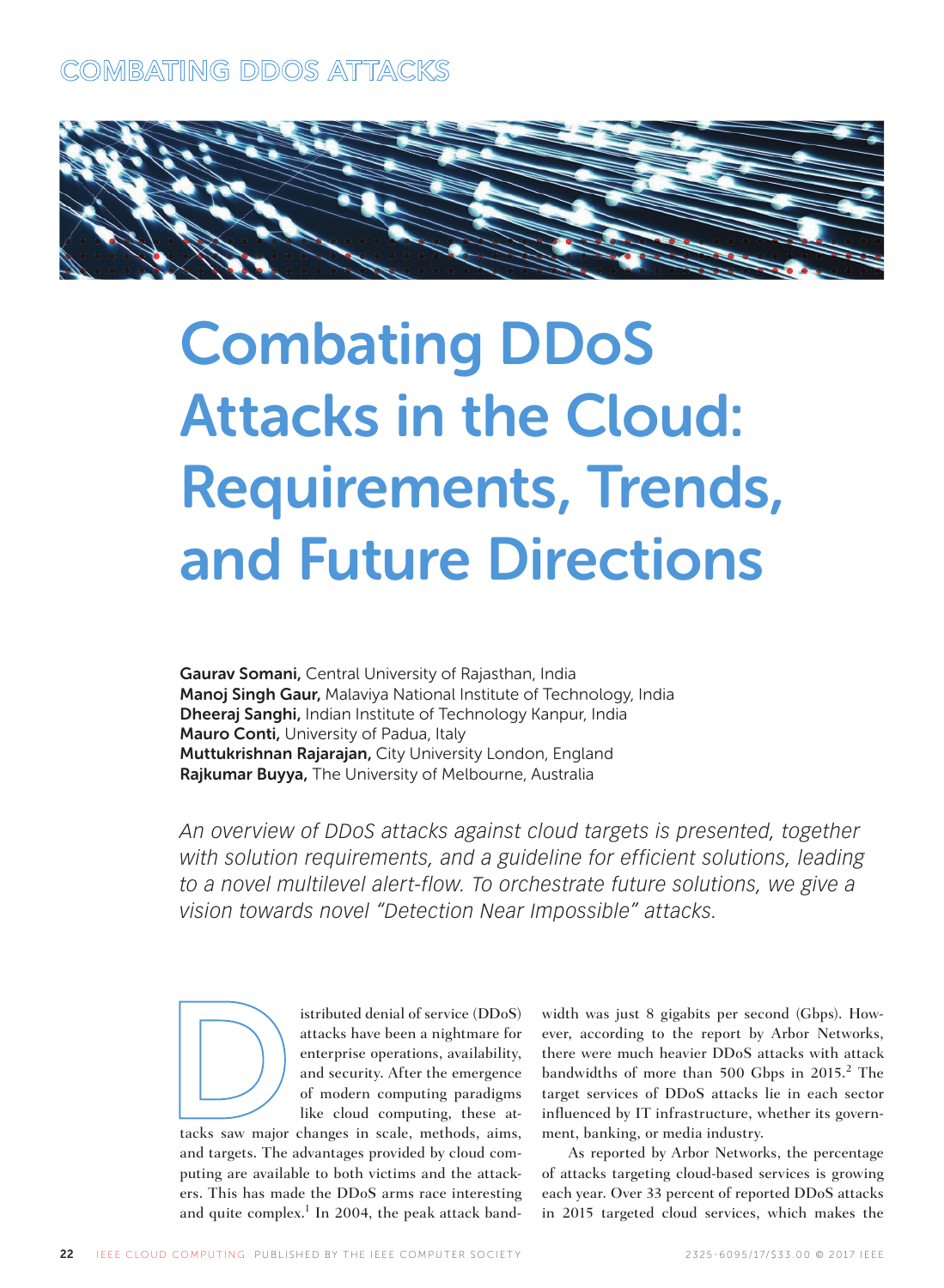# Combating DDoS Attacks in the Cloud: Requirements, Trends, and Future Directions

**Gaurav Somani,** Central University of Rajasthan, India
**Manoj Singh Gaur,** Malaviya National Institute of Technology, India
**Dheeraj Sanghi,** Indian Institute of Technology Kanpur, India
**Mauro Conti,** University of Padua, Italy
**Muttukrishnan Rajarajan,** City University London, England
**Rajkumar Buyya,** The University of Melbourne, Australia

*An overview of DDoS attacks against cloud targets is presented, together with solution requirements, and a guideline for efficient solutions, leading to a novel multilevel alert-flow. To orchestrate future solutions, we give a vision towards novel "Detection Near Impossible" attacks.*

Distributed denial of service (DDoS) attacks have been a nightmare for enterprise operations, availability, and security. After the emergence of modern computing paradigms like cloud computing, these attacks saw major changes in scale, methods, aims, and targets. The advantages provided by cloud computing are available to both victims and the attackers. This has made the DDoS arms race interesting and quite complex.[1] In 2004, the peak attack bandwidth was just 8 gigabits per second (Gbps). However, according to the report by Arbor Networks, there were much heavier DDoS attacks with attack bandwidths of more than 500 Gbps in 2015.[2] The target services of DDoS attacks lie in each sector influenced by IT infrastructure, whether its government, banking, or media industry.

As reported by Arbor Networks, the percentage of attacks targeting cloud-based services is growing each year. Over 33 percent of reported DDoS attacks in 2015 targeted cloud services, which makes the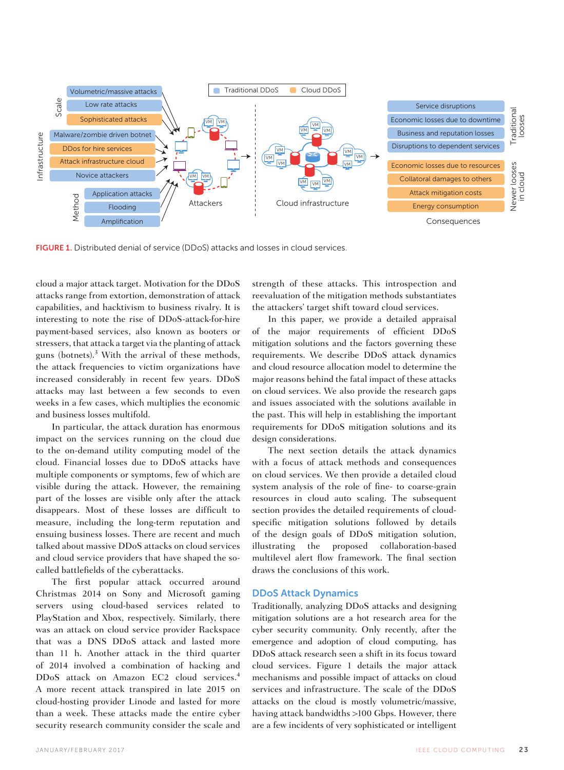FIGURE 1. Distributed denial of service (DDoS) attacks and losses in cloud services.

cloud a major attack target. Motivation for the DDoS attacks range from extortion, demonstration of attack capabilities, and hacktivism to business rivalry. It is interesting to note the rise of DDoS-attack-for-hire payment-based services, also known as booters or stressers, that attack a target via the planting of attack guns (botnets).[3] With the arrival of these methods, the attack frequencies to victim organizations have increased considerably in recent few years. DDoS attacks may last between a few seconds to even weeks in a few cases, which multiplies the economic and business losses multifold.

In particular, the attack duration has enormous impact on the services running on the cloud due to the on-demand utility computing model of the cloud. Financial losses due to DDoS attacks have multiple components or symptoms, few of which are visible during the attack. However, the remaining part of the losses are visible only after the attack disappears. Most of these losses are difficult to measure, including the long-term reputation and ensuing business losses. There are recent and much talked about massive DDoS attacks on cloud services and cloud service providers that have shaped the so-called battlefields of the cyberattacks.

The first popular attack occurred around Christmas 2014 on Sony and Microsoft gaming servers using cloud-based services related to PlayStation and Xbox, respectively. Similarly, there was an attack on cloud service provider Rackspace that was a DNS DDoS attack and lasted more than 11 h. Another attack in the third quarter of 2014 involved a combination of hacking and DDoS attack on Amazon EC2 cloud services.[4] A more recent attack transpired in late 2015 on cloud-hosting provider Linode and lasted for more than a week. These attacks made the entire cyber security research community consider the scale and strength of these attacks. This introspection and reevaluation of the mitigation methods substantiates the attackers' target shift toward cloud services.

In this paper, we provide a detailed appraisal of the major requirements of efficient DDoS mitigation solutions and the factors governing these requirements. We describe DDoS attack dynamics and cloud resource allocation model to determine the major reasons behind the fatal impact of these attacks on cloud services. We also provide the research gaps and issues associated with the solutions available in the past. This will help in establishing the important requirements for DDoS mitigation solutions and its design considerations.

The next section details the attack dynamics with a focus of attack methods and consequences on cloud services. We then provide a detailed cloud system analysis of the role of fine- to coarse-grain resources in cloud auto scaling. The subsequent section provides the detailed requirements of cloud-specific mitigation solutions followed by details of the design goals of DDoS mitigation solution, illustrating the proposed collaboration-based multilevel alert flow framework. The final section draws the conclusions of this work.

## DDoS Attack Dynamics

Traditionally, analyzing DDoS attacks and designing mitigation solutions are a hot research area for the cyber security community. Only recently, after the emergence and adoption of cloud computing, has DDoS attack research seen a shift in its focus toward cloud services. Figure 1 details the major attack mechanisms and possible impact of attacks on cloud services and infrastructure. The scale of the DDoS attacks on the cloud is mostly volumetric/massive, having attack bandwidths >100 Gbps. However, there are a few incidents of very sophisticated or intelligent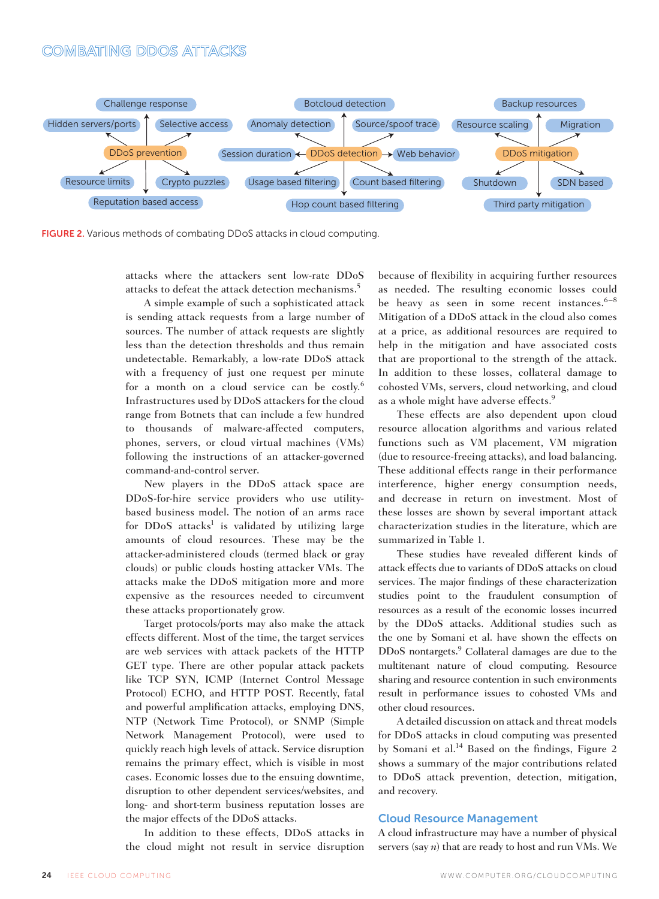Challenge response

Hidden servers/ports

Selective access

DDoS prevention

Resource limits

Crypto puzzles

Reputation based access

Botcloud detection

Anomaly detection

Source/spoof trace

Session duration

DDoS detection

Web behavior

Usage based filtering

Count based filtering

Hop count based filtering

Backup resources

Resource scaling

Migration

DDoS mitigation

Shutdown

SDN based

Third party mitigation

**FIGURE 2.** Various methods of combating DDoS attacks in cloud computing.

attacks where the attackers sent low-rate DDoS attacks to defeat the attack detection mechanisms.[5]

A simple example of such a sophisticated attack is sending attack requests from a large number of sources. The number of attack requests are slightly less than the detection thresholds and thus remain undetectable. Remarkably, a low-rate DDoS attack with a frequency of just one request per minute for a month on a cloud service can be costly.[6] Infrastructures used by DDoS attackers for the cloud range from Botnets that can include a few hundred to thousands of malware-affected computers, phones, servers, or cloud virtual machines (VMs) following the instructions of an attacker-governed command-and-control server.

New players in the DDoS attack space are DDoS-for-hire service providers who use utility-based business model. The notion of an arms race for DDoS attacks[1] is validated by utilizing large amounts of cloud resources. These may be attacker-administered clouds (termed black or gray clouds) or public clouds hosting attacker VMs. The attacks make the DDoS mitigation more and more expensive as the resources needed to circumvent these attacks proportionately grow.

Target protocols/ports may also make the attack effects different. Most of the time, the target services are web services with attack packets of the HTTP GET type. There are other popular attack packets like TCP SYN, ICMP (Internet Control Message Protocol) ECHO, and HTTP POST. Recently, fatal and powerful amplification attacks, employing DNS, NTP (Network Time Protocol), or SNMP (Simple Network Management Protocol), were used to quickly reach high levels of attack. Service disruption remains the primary effect, which is visible in most cases. Economic losses due to the ensuing downtime, disruption to other dependent services/websites, and long- and short-term business reputation losses are the major effects of the DDoS attacks.

In addition to these effects, DDoS attacks in the cloud might not result in service disruption because of flexibility in acquiring further resources as needed. The resulting economic losses could be heavy as seen in some recent instances.[6–8] Mitigation of a DDoS attack in the cloud also comes at a price, as additional resources are required to help in the mitigation and have associated costs that are proportional to the strength of the attack. In addition to these losses, collateral damage to cohosted VMs, servers, cloud networking, and cloud as a whole might have adverse effects.[9]

These effects are also dependent upon cloud resource allocation algorithms and various related functions such as VM placement, VM migration (due to resource-freeing attacks), and load balancing. These additional effects range in their performance interference, higher energy consumption needs, and decrease in return on investment. Most of these losses are shown by several important attack characterization studies in the literature, which are summarized in Table 1.

These studies have revealed different kinds of attack effects due to variants of DDoS attacks on cloud services. The major findings of these characterization studies point to the fraudulent consumption of resources as a result of the economic losses incurred by the DDoS attacks. Additional studies such as the one by Somani et al. have shown the effects on DDoS nontargets.[9] Collateral damages are due to the multitenant nature of cloud computing. Resource sharing and resource contention in such environments result in performance issues to cohosted VMs and other cloud resources.

A detailed discussion on attack and threat models for DDoS attacks in cloud computing was presented by Somani et al.[14] Based on the findings, Figure 2 shows a summary of the major contributions related to DDoS attack prevention, detection, mitigation, and recovery.

## Cloud Resource Management

A cloud infrastructure may have a number of physical servers (say $n$) that are ready to host and run VMs. We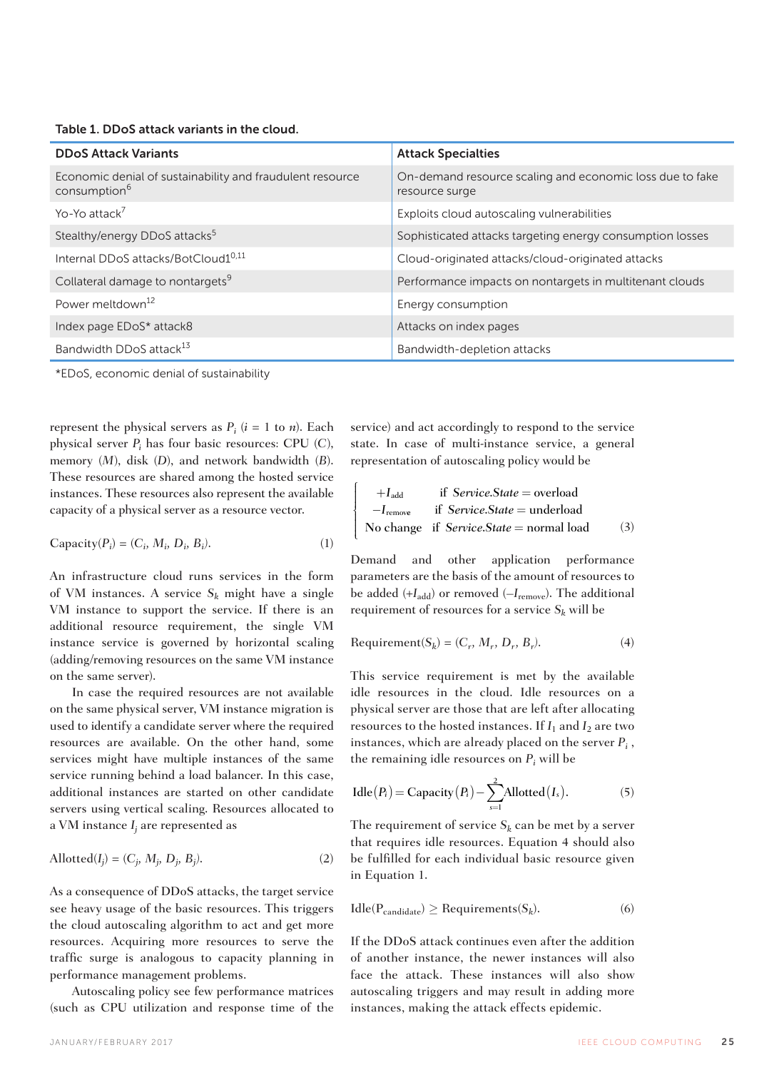**Table 1. DDoS attack variants in the cloud.**

| DDoS Attack Variants | Attack Specialties |
|---|---|
| Economic denial of sustainability and fraudulent resource consumption[6] | On-demand resource scaling and economic loss due to fake resource surge |
| Yo-Yo attack[7] | Exploits cloud autoscaling vulnerabilities |
| Stealthy/energy DDoS attacks[5] | Sophisticated attacks targeting energy consumption losses |
| Internal DDoS attacks/BotCloud1[0,11] | Cloud-originated attacks/cloud-originated attacks |
| Collateral damage to nontargets[9] | Performance impacts on nontargets in multitenant clouds |
| Power meltdown[12] | Energy consumption |
| Index page EDoS* attack8 | Attacks on index pages |
| Bandwidth DDoS attack[13] | Bandwidth-depletion attacks |

*EDoS, economic denial of sustainability

represent the physical servers as $P_i$ ($i$ = 1 to $n$). Each physical server $P_i$ has four basic resources: CPU ($C$), memory ($M$), disk ($D$), and network bandwidth ($B$). These resources are shared among the hosted service instances. These resources also represent the available capacity of a physical server as a resource vector.

$$\text{Capacity}(P_i) = (C_i, M_i, D_i, B_i). \tag{1}$$

An infrastructure cloud runs services in the form of VM instances. A service $S_k$ might have a single VM instance to support the service. If there is an additional resource requirement, the single VM instance service is governed by horizontal scaling (adding/removing resources on the same VM instance on the same server).

In case the required resources are not available on the same physical server, VM instance migration is used to identify a candidate server where the required resources are available. On the other hand, some services might have multiple instances of the same service running behind a load balancer. In this case, additional instances are started on other candidate servers using vertical scaling. Resources allocated to a VM instance $I_j$ are represented as

$$\text{Allotted}(I_j) = (C_j, M_j, D_j, B_j). \tag{2}$$

As a consequence of DDoS attacks, the target service see heavy usage of the basic resources. This triggers the cloud autoscaling algorithm to act and get more resources. Acquiring more resources to serve the traffic surge is analogous to capacity planning in performance management problems.

Autoscaling policy see few performance matrices (such as CPU utilization and response time of the service) and act accordingly to respond to the service state. In case of multi-instance service, a general representation of autoscaling policy would be

$$\begin{cases} +I_{\text{add}} & \text{if } \mathit{Service.State} = \text{overload} \\ -I_{\text{remove}} & \text{if } \mathit{Service.State} = \text{underload} \\ \text{No change} & \text{if } \mathit{Service.State} = \text{normal load} \end{cases} \tag{3}$$

Demand and other application performance parameters are the basis of the amount of resources to be added ($+I_{\text{add}}$) or removed ($-I_{\text{remove}}$). The additional requirement of resources for a service $S_k$ will be

$$\text{Requirement}(S_k) = (C_r, M_r, D_r, B_r). \tag{4}$$

This service requirement is met by the available idle resources in the cloud. Idle resources on a physical server are those that are left after allocating resources to the hosted instances. If $I_1$ and $I_2$ are two instances, which are already placed on the server $P_i$, the remaining idle resources on $P_i$ will be

$$\text{Idle}(P_i) = \text{Capacity}(P_i) - \sum_{s=1}^{2} \text{Allotted}(I_s). \tag{5}$$

The requirement of service $S_k$ can be met by a server that requires idle resources. Equation 4 should also be fulfilled for each individual basic resource given in Equation 1.

$$\text{Idle}(P_{\text{candidate}}) \geq \text{Requirements}(S_k). \tag{6}$$

If the DDoS attack continues even after the addition of another instance, the newer instances will also face the attack. These instances will also show autoscaling triggers and may result in adding more instances, making the attack effects epidemic.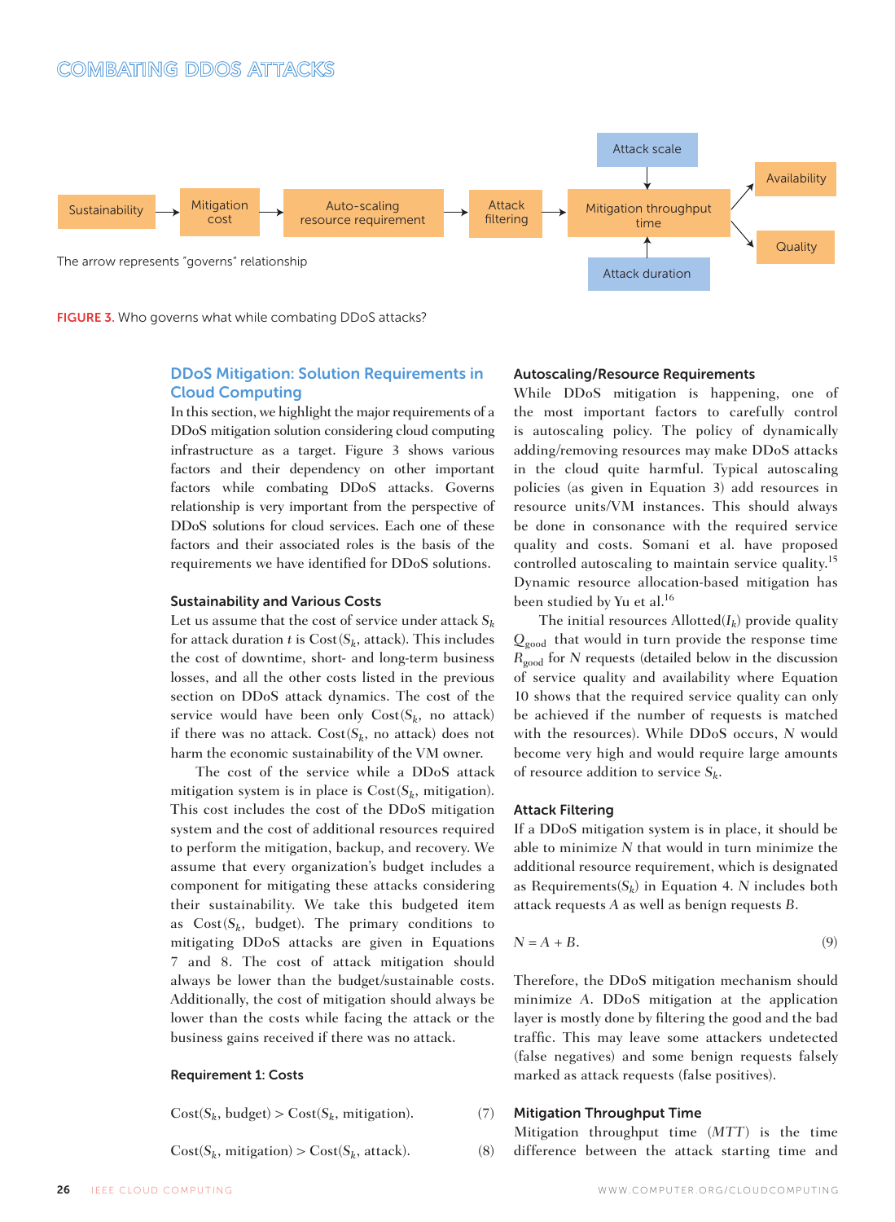Sustainability → Mitigation cost → Auto-scaling resource requirement → Attack filtering → Mitigation throughput time → Availability, Quality

Attack scale → Mitigation throughput time

Attack duration → Mitigation throughput time

The arrow represents "governs" relationship

FIGURE 3. Who governs what while combating DDoS attacks?

## DDoS Mitigation: Solution Requirements in Cloud Computing

In this section, we highlight the major requirements of a DDoS mitigation solution considering cloud computing infrastructure as a target. Figure 3 shows various factors and their dependency on other important factors while combating DDoS attacks. Governs relationship is very important from the perspective of DDoS solutions for cloud services. Each one of these factors and their associated roles is the basis of the requirements we have identified for DDoS solutions.

### Sustainability and Various Costs

Let us assume that the cost of service under attack $S_k$ for attack duration $t$ is Cost($S_k$, attack). This includes the cost of downtime, short- and long-term business losses, and all the other costs listed in the previous section on DDoS attack dynamics. The cost of the service would have been only Cost($S_k$, no attack) if there was no attack. Cost($S_k$, no attack) does not harm the economic sustainability of the VM owner.

The cost of the service while a DDoS attack mitigation system is in place is Cost($S_k$, mitigation). This cost includes the cost of the DDoS mitigation system and the cost of additional resources required to perform the mitigation, backup, and recovery. We assume that every organization's budget includes a component for mitigating these attacks considering their sustainability. We take this budgeted item as Cost($S_k$, budget). The primary conditions to mitigating DDoS attacks are given in Equations 7 and 8. The cost of attack mitigation should always be lower than the budget/sustainable costs. Additionally, the cost of mitigation should always be lower than the costs while facing the attack or the business gains received if there was no attack.

#### Requirement 1: Costs

$$\text{Cost}(S_k, \text{budget}) > \text{Cost}(S_k, \text{mitigation}). \quad (7)$$

$$\text{Cost}(S_k, \text{mitigation}) > \text{Cost}(S_k, \text{attack}). \quad (8)$$

### Autoscaling/Resource Requirements

While DDoS mitigation is happening, one of the most important factors to carefully control is autoscaling policy. The policy of dynamically adding/removing resources may make DDoS attacks in the cloud quite harmful. Typical autoscaling policies (as given in Equation 3) add resources in resource units/VM instances. This should always be done in consonance with the required service quality and costs. Somani et al. have proposed controlled autoscaling to maintain service quality.[15] Dynamic resource allocation-based mitigation has been studied by Yu et al.[16]

The initial resources Allotted($I_k$) provide quality $Q_{\text{good}}$ that would in turn provide the response time $R_{\text{good}}$ for $N$ requests (detailed below in the discussion of service quality and availability where Equation 10 shows that the required service quality can only be achieved if the number of requests is matched with the resources). While DDoS occurs, $N$ would become very high and would require large amounts of resource addition to service $S_k$.

### Attack Filtering

If a DDoS mitigation system is in place, it should be able to minimize $N$ that would in turn minimize the additional resource requirement, which is designated as Requirements($S_k$) in Equation 4. $N$ includes both attack requests $A$ as well as benign requests $B$.

$$N = A + B. \quad (9)$$

Therefore, the DDoS mitigation mechanism should minimize $A$. DDoS mitigation at the application layer is mostly done by filtering the good and the bad traffic. This may leave some attackers undetected (false negatives) and some benign requests falsely marked as attack requests (false positives).

### Mitigation Throughput Time

Mitigation throughput time ($MTT$) is the time difference between the attack starting time and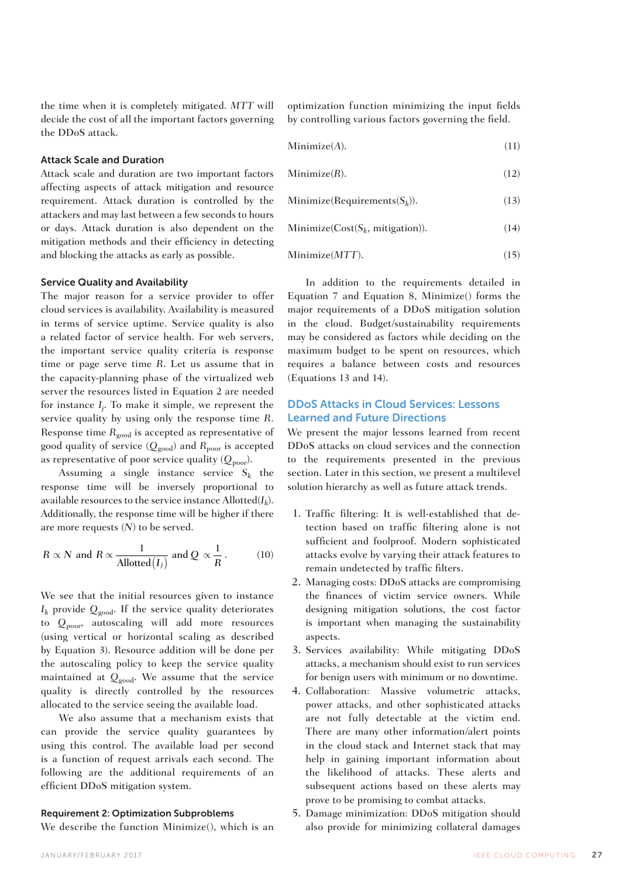the time when it is completely mitigated. *MTT* will decide the cost of all the important factors governing the DDoS attack.

### Attack Scale and Duration

Attack scale and duration are two important factors affecting aspects of attack mitigation and resource requirement. Attack duration is controlled by the attackers and may last between a few seconds to hours or days. Attack duration is also dependent on the mitigation methods and their efficiency in detecting and blocking the attacks as early as possible.

### Service Quality and Availability

The major reason for a service provider to offer cloud services is availability. Availability is measured in terms of service uptime. Service quality is also a related factor of service health. For web servers, the important service quality criteria is response time or page serve time $R$. Let us assume that in the capacity-planning phase of the virtualized web server the resources listed in Equation 2 are needed for instance $I_j$. To make it simple, we represent the service quality by using only the response time $R$. Response time $R_{\text{good}}$ is accepted as representative of good quality of service ($Q_{\text{good}}$) and $R_{\text{poor}}$ is accepted as representative of poor service quality ($Q_{\text{poor}}$).

Assuming a single instance service $S_k$ the response time will be inversely proportional to available resources to the service instance Allotted($I_k$). Additionally, the response time will be higher if there are more requests ($N$) to be served.

$$R \propto N \text{ and } R \propto \frac{1}{\text{Allotted}(I_j)} \text{ and } Q \propto \frac{1}{R}. \tag{10}$$

We see that the initial resources given to instance $I_k$ provide $Q_{\text{good}}$. If the service quality deteriorates to $Q_{\text{poor}}$, autoscaling will add more resources (using vertical or horizontal scaling as described by Equation 3). Resource addition will be done per the autoscaling policy to keep the service quality maintained at $Q_{\text{good}}$. We assume that the service quality is directly controlled by the resources allocated to the service seeing the available load.

We also assume that a mechanism exists that can provide the service quality guarantees by using this control. The available load per second is a function of request arrivals each second. The following are the additional requirements of an efficient DDoS mitigation system.

### Requirement 2: Optimization Subproblems

We describe the function Minimize(), which is an optimization function minimizing the input fields by controlling various factors governing the field.

$$\text{Minimize}(A). \tag{11}$$

$$\text{Minimize}(R). \tag{12}$$

$$\text{Minimize}(\text{Requirements}(S_k)). \tag{13}$$

$$\text{Minimize}(\text{Cost}(S_k, \text{mitigation})). \tag{14}$$

$$\text{Minimize}(MTT). \tag{15}$$

In addition to the requirements detailed in Equation 7 and Equation 8, Minimize() forms the major requirements of a DDoS mitigation solution in the cloud. Budget/sustainability requirements may be considered as factors while deciding on the maximum budget to be spent on resources, which requires a balance between costs and resources (Equations 13 and 14).

## DDoS Attacks in Cloud Services: Lessons Learned and Future Directions

We present the major lessons learned from recent DDoS attacks on cloud services and the connection to the requirements presented in the previous section. Later in this section, we present a multilevel solution hierarchy as well as future attack trends.

1. Traffic filtering: It is well-established that detection based on traffic filtering alone is not sufficient and foolproof. Modern sophisticated attacks evolve by varying their attack features to remain undetected by traffic filters.
2. Managing costs: DDoS attacks are compromising the finances of victim service owners. While designing mitigation solutions, the cost factor is important when managing the sustainability aspects.
3. Services availability: While mitigating DDoS attacks, a mechanism should exist to run services for benign users with minimum or no downtime.
4. Collaboration: Massive volumetric attacks, power attacks, and other sophisticated attacks are not fully detectable at the victim end. There are many other information/alert points in the cloud stack and Internet stack that may help in gaining important information about the likelihood of attacks. These alerts and subsequent actions based on these alerts may prove to be promising to combat attacks.
5. Damage minimization: DDoS mitigation should also provide for minimizing collateral damages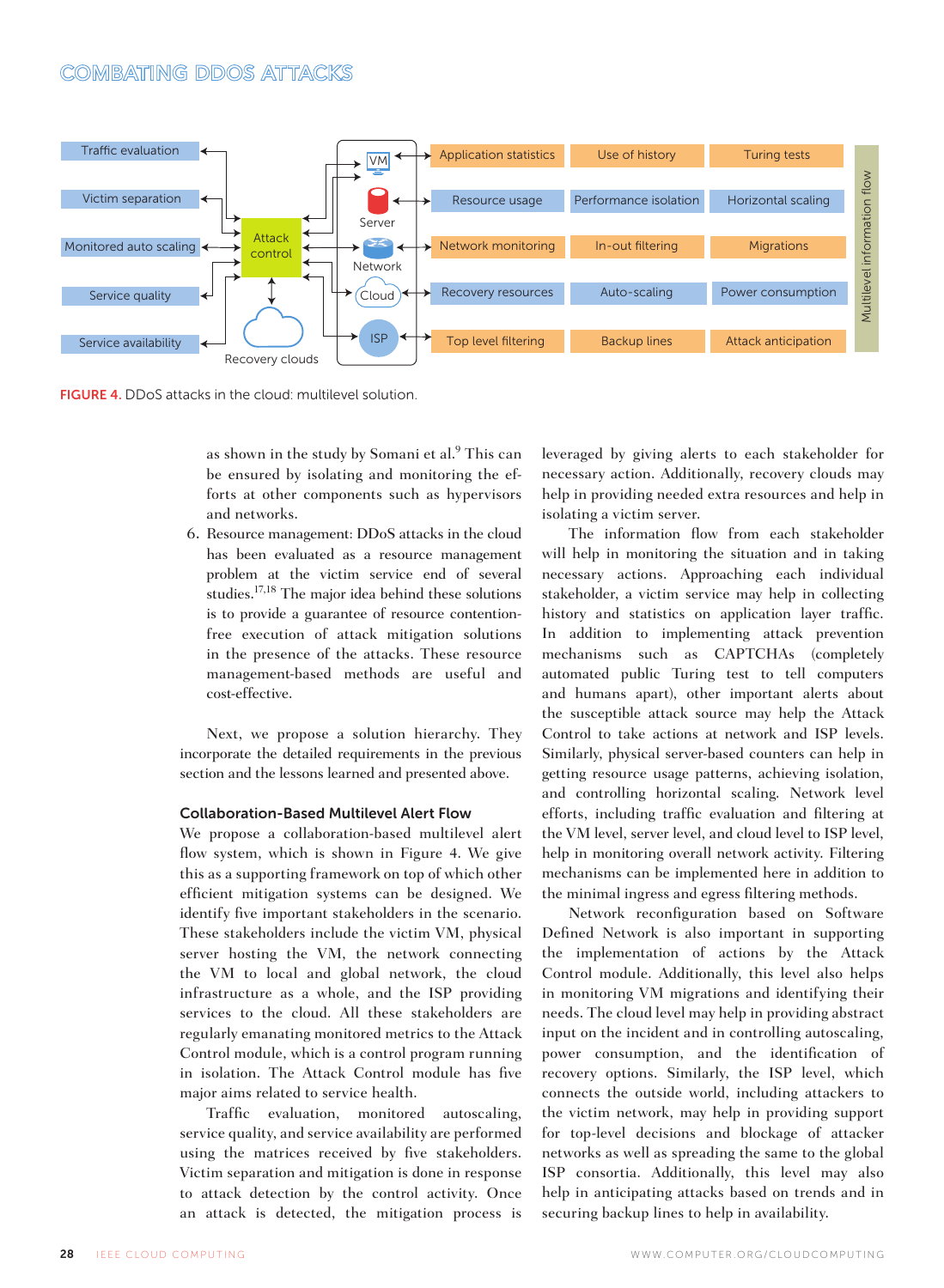**FIGURE 4.** DDoS attacks in the cloud: multilevel solution.

as shown in the study by Somani et al.[9] This can be ensured by isolating and monitoring the efforts at other components such as hypervisors and networks.

6. Resource management: DDoS attacks in the cloud has been evaluated as a resource management problem at the victim service end of several studies.[17,18] The major idea behind these solutions is to provide a guarantee of resource contention-free execution of attack mitigation solutions in the presence of the attacks. These resource management-based methods are useful and cost-effective.

Next, we propose a solution hierarchy. They incorporate the detailed requirements in the previous section and the lessons learned and presented above.

### Collaboration-Based Multilevel Alert Flow

We propose a collaboration-based multilevel alert flow system, which is shown in Figure 4. We give this as a supporting framework on top of which other efficient mitigation systems can be designed. We identify five important stakeholders in the scenario. These stakeholders include the victim VM, physical server hosting the VM, the network connecting the VM to local and global network, the cloud infrastructure as a whole, and the ISP providing services to the cloud. All these stakeholders are regularly emanating monitored metrics to the Attack Control module, which is a control program running in isolation. The Attack Control module has five major aims related to service health.

Traffic evaluation, monitored autoscaling, service quality, and service availability are performed using the matrices received by five stakeholders. Victim separation and mitigation is done in response to attack detection by the control activity. Once an attack is detected, the mitigation process is leveraged by giving alerts to each stakeholder for necessary action. Additionally, recovery clouds may help in providing needed extra resources and help in isolating a victim server.

The information flow from each stakeholder will help in monitoring the situation and in taking necessary actions. Approaching each individual stakeholder, a victim service may help in collecting history and statistics on application layer traffic. In addition to implementing attack prevention mechanisms such as CAPTCHAs (completely automated public Turing test to tell computers and humans apart), other important alerts about the susceptible attack source may help the Attack Control to take actions at network and ISP levels. Similarly, physical server-based counters can help in getting resource usage patterns, achieving isolation, and controlling horizontal scaling. Network level efforts, including traffic evaluation and filtering at the VM level, server level, and cloud level to ISP level, help in monitoring overall network activity. Filtering mechanisms can be implemented here in addition to the minimal ingress and egress filtering methods.

Network reconfiguration based on Software Defined Network is also important in supporting the implementation of actions by the Attack Control module. Additionally, this level also helps in monitoring VM migrations and identifying their needs. The cloud level may help in providing abstract input on the incident and in controlling autoscaling, power consumption, and the identification of recovery options. Similarly, the ISP level, which connects the outside world, including attackers to the victim network, may help in providing support for top-level decisions and blockage of attacker networks as well as spreading the same to the global ISP consortia. Additionally, this level may also help in anticipating attacks based on trends and in securing backup lines to help in availability.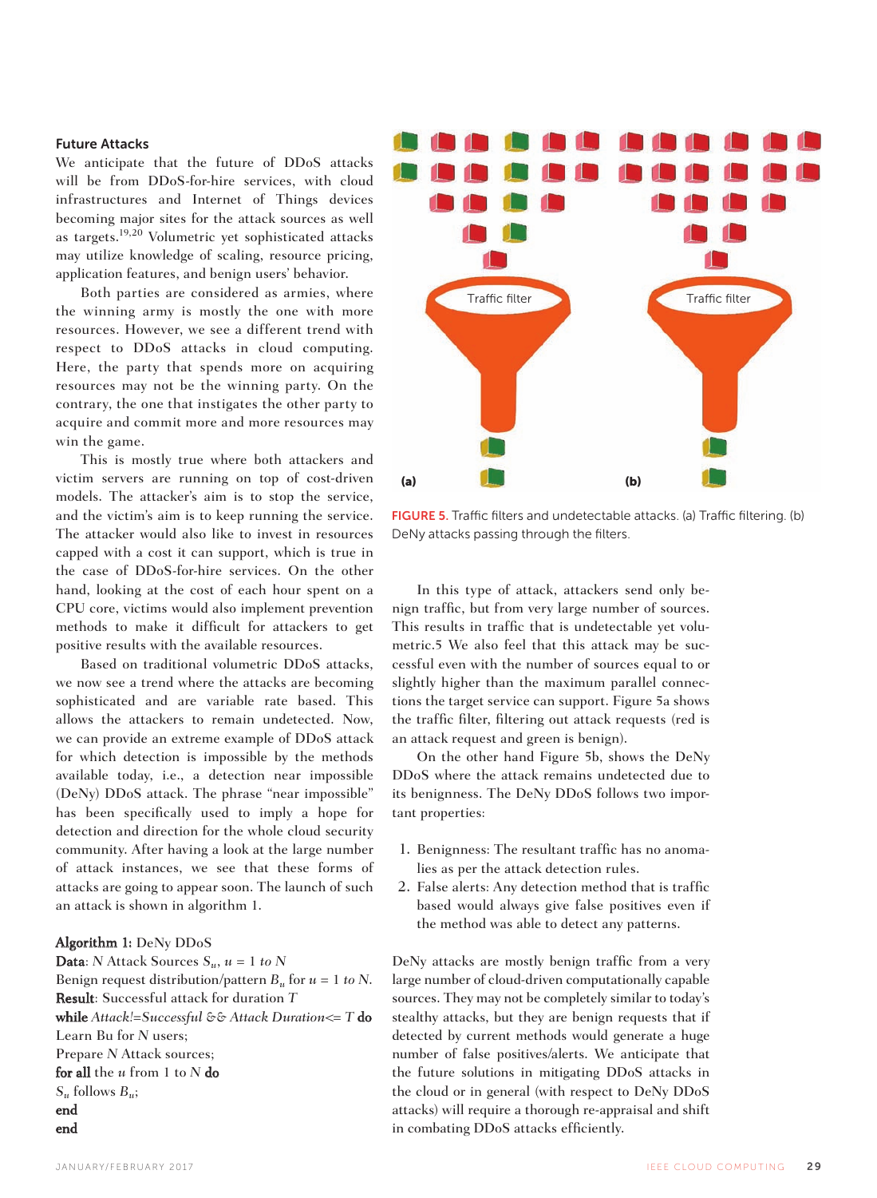### Future Attacks

We anticipate that the future of DDoS attacks will be from DDoS-for-hire services, with cloud infrastructures and Internet of Things devices becoming major sites for the attack sources as well as targets.[19,20] Volumetric yet sophisticated attacks may utilize knowledge of scaling, resource pricing, application features, and benign users' behavior.

Both parties are considered as armies, where the winning army is mostly the one with more resources. However, we see a different trend with respect to DDoS attacks in cloud computing. Here, the party that spends more on acquiring resources may not be the winning party. On the contrary, the one that instigates the other party to acquire and commit more and more resources may win the game.

This is mostly true where both attackers and victim servers are running on top of cost-driven models. The attacker's aim is to stop the service, and the victim's aim is to keep running the service. The attacker would also like to invest in resources capped with a cost it can support, which is true in the case of DDoS-for-hire services. On the other hand, looking at the cost of each hour spent on a CPU core, victims would also implement prevention methods to make it difficult for attackers to get positive results with the available resources.

Based on traditional volumetric DDoS attacks, we now see a trend where the attacks are becoming sophisticated and are variable rate based. This allows the attackers to remain undetected. Now, we can provide an extreme example of DDoS attack for which detection is impossible by the methods available today, i.e., a detection near impossible (DeNy) DDoS attack. The phrase "near impossible" has been specifically used to imply a hope for detection and direction for the whole cloud security community. After having a look at the large number of attack instances, we see that these forms of attacks are going to appear soon. The launch of such an attack is shown in algorithm 1.

**Algorithm 1:** DeNy DDoS
**Data**: $N$ Attack Sources $S_u$, $u = 1$ *to* $N$
Benign request distribution/pattern $B_u$ for $u = 1$ *to* $N$.
**Result**: Successful attack for duration $T$
**while** *Attack!=Successful && Attack Duration<=* $T$ **do**
Learn Bu for $N$ users;
Prepare $N$ Attack sources;
**for all** the $u$ from 1 to $N$ **do**
$S_u$ follows $B_u$;
**end**
**end**

FIGURE 5. Traffic filters and undetectable attacks. (a) Traffic filtering. (b) DeNy attacks passing through the filters.

In this type of attack, attackers send only benign traffic, but from very large number of sources. This results in traffic that is undetectable yet volumetric.5 We also feel that this attack may be successful even with the number of sources equal to or slightly higher than the maximum parallel connections the target service can support. Figure 5a shows the traffic filter, filtering out attack requests (red is an attack request and green is benign).

On the other hand Figure 5b, shows the DeNy DDoS where the attack remains undetected due to its benignness. The DeNy DDoS follows two important properties:

1. Benignness: The resultant traffic has no anomalies as per the attack detection rules.
2. False alerts: Any detection method that is traffic based would always give false positives even if the method was able to detect any patterns.

DeNy attacks are mostly benign traffic from a very large number of cloud-driven computationally capable sources. They may not be completely similar to today's stealthy attacks, but they are benign requests that if detected by current methods would generate a huge number of false positives/alerts. We anticipate that the future solutions in mitigating DDoS attacks in the cloud or in general (with respect to DeNy DDoS attacks) will require a thorough re-appraisal and shift in combating DDoS attacks efficiently.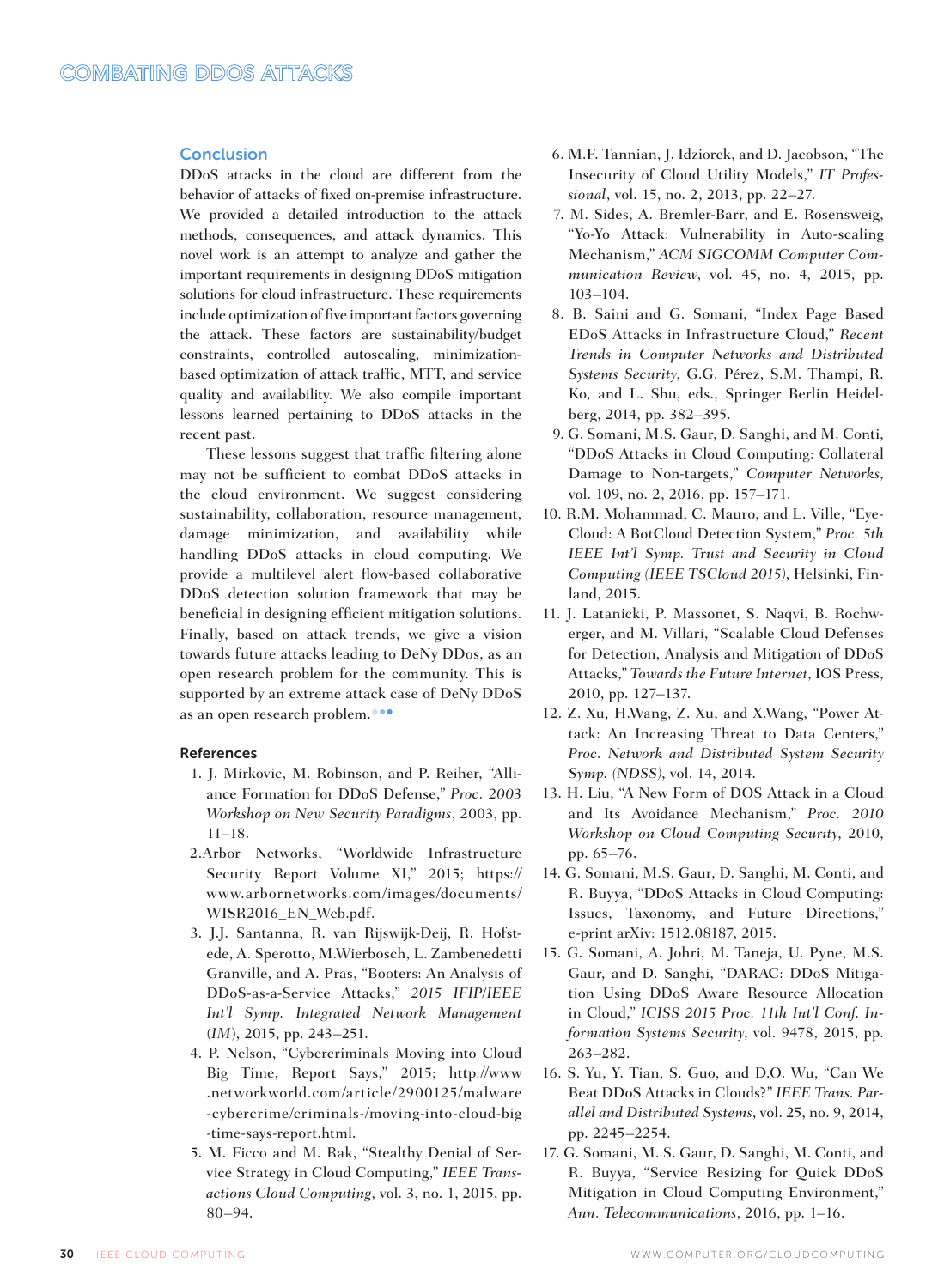## Conclusion

DDoS attacks in the cloud are different from the behavior of attacks of fixed on-premise infrastructure. We provided a detailed introduction to the attack methods, consequences, and attack dynamics. This novel work is an attempt to analyze and gather the important requirements in designing DDoS mitigation solutions for cloud infrastructure. These requirements include optimization of five important factors governing the attack. These factors are sustainability/budget constraints, controlled autoscaling, minimization-based optimization of attack traffic, MTT, and service quality and availability. We also compile important lessons learned pertaining to DDoS attacks in the recent past.

These lessons suggest that traffic filtering alone may not be sufficient to combat DDoS attacks in the cloud environment. We suggest considering sustainability, collaboration, resource management, damage minimization, and availability while handling DDoS attacks in cloud computing. We provide a multilevel alert flow-based collaborative DDoS detection solution framework that may be beneficial in designing efficient mitigation solutions. Finally, based on attack trends, we give a vision towards future attacks leading to DeNy DDos, as an open research problem for the community. This is supported by an extreme attack case of DeNy DDoS as an open research problem.

## References

1. J. Mirkovic, M. Robinson, and P. Reiher, "Alliance Formation for DDoS Defense," *Proc. 2003 Workshop on New Security Paradigms*, 2003, pp. 11–18.
2. Arbor Networks, "Worldwide Infrastructure Security Report Volume XI," 2015; https://www.arbornetworks.com/images/documents/WISR2016_EN_Web.pdf.
3. J.J. Santanna, R. van Rijswijk-Deij, R. Hofstede, A. Sperotto, M.Wierbosch, L. Zambenedetti Granville, and A. Pras, "Booters: An Analysis of DDoS-as-a-Service Attacks," *2015 IFIP/IEEE Int'l Symp. Integrated Network Management (IM)*, 2015, pp. 243–251.
4. P. Nelson, "Cybercriminals Moving into Cloud Big Time, Report Says," 2015; http://www.networkworld.com/article/2900125/malware-cybercrime/criminals-/moving-into-cloud-big-time-says-report.html.
5. M. Ficco and M. Rak, "Stealthy Denial of Service Strategy in Cloud Computing," *IEEE Transactions Cloud Computing*, vol. 3, no. 1, 2015, pp. 80–94.
6. M.F. Tannian, J. Idziorek, and D. Jacobson, "The Insecurity of Cloud Utility Models," *IT Professional*, vol. 15, no. 2, 2013, pp. 22–27.
7. M. Sides, A. Bremler-Barr, and E. Rosensweig, "Yo-Yo Attack: Vulnerability in Auto-scaling Mechanism," *ACM SIGCOMM Computer Communication Review*, vol. 45, no. 4, 2015, pp. 103–104.
8. B. Saini and G. Somani, "Index Page Based EDoS Attacks in Infrastructure Cloud," *Recent Trends in Computer Networks and Distributed Systems Security*, G.G. Pérez, S.M. Thampi, R. Ko, and L. Shu, eds., Springer Berlin Heidelberg, 2014, pp. 382–395.
9. G. Somani, M.S. Gaur, D. Sanghi, and M. Conti, "DDoS Attacks in Cloud Computing: Collateral Damage to Non-targets," *Computer Networks*, vol. 109, no. 2, 2016, pp. 157–171.
10. R.M. Mohammad, C. Mauro, and L. Ville, "Eye-Cloud: A BotCloud Detection System," *Proc. 5th IEEE Int'l Symp. Trust and Security in Cloud Computing (IEEE TSCloud 2015)*, Helsinki, Finland, 2015.
11. J. Latanicki, P. Massonet, S. Naqvi, B. Rochwerger, and M. Villari, "Scalable Cloud Defenses for Detection, Analysis and Mitigation of DDoS Attacks," *Towards the Future Internet*, IOS Press, 2010, pp. 127–137.
12. Z. Xu, H.Wang, Z. Xu, and X.Wang, "Power Attack: An Increasing Threat to Data Centers," *Proc. Network and Distributed System Security Symp. (NDSS)*, vol. 14, 2014.
13. H. Liu, "A New Form of DOS Attack in a Cloud and Its Avoidance Mechanism," *Proc. 2010 Workshop on Cloud Computing Security*, 2010, pp. 65–76.
14. G. Somani, M.S. Gaur, D. Sanghi, M. Conti, and R. Buyya, "DDoS Attacks in Cloud Computing: Issues, Taxonomy, and Future Directions," e-print arXiv: 1512.08187, 2015.
15. G. Somani, A. Johri, M. Taneja, U. Pyne, M.S. Gaur, and D. Sanghi, "DARAC: DDoS Mitigation Using DDoS Aware Resource Allocation in Cloud," *ICISS 2015 Proc. 11th Int'l Conf. Information Systems Security*, vol. 9478, 2015, pp. 263–282.
16. S. Yu, Y. Tian, S. Guo, and D.O. Wu, "Can We Beat DDoS Attacks in Clouds?" *IEEE Trans. Parallel and Distributed Systems*, vol. 25, no. 9, 2014, pp. 2245–2254.
17. G. Somani, M. S. Gaur, D. Sanghi, M. Conti, and R. Buyya, "Service Resizing for Quick DDoS Mitigation in Cloud Computing Environment," *Ann. Telecommunications*, 2016, pp. 1–16.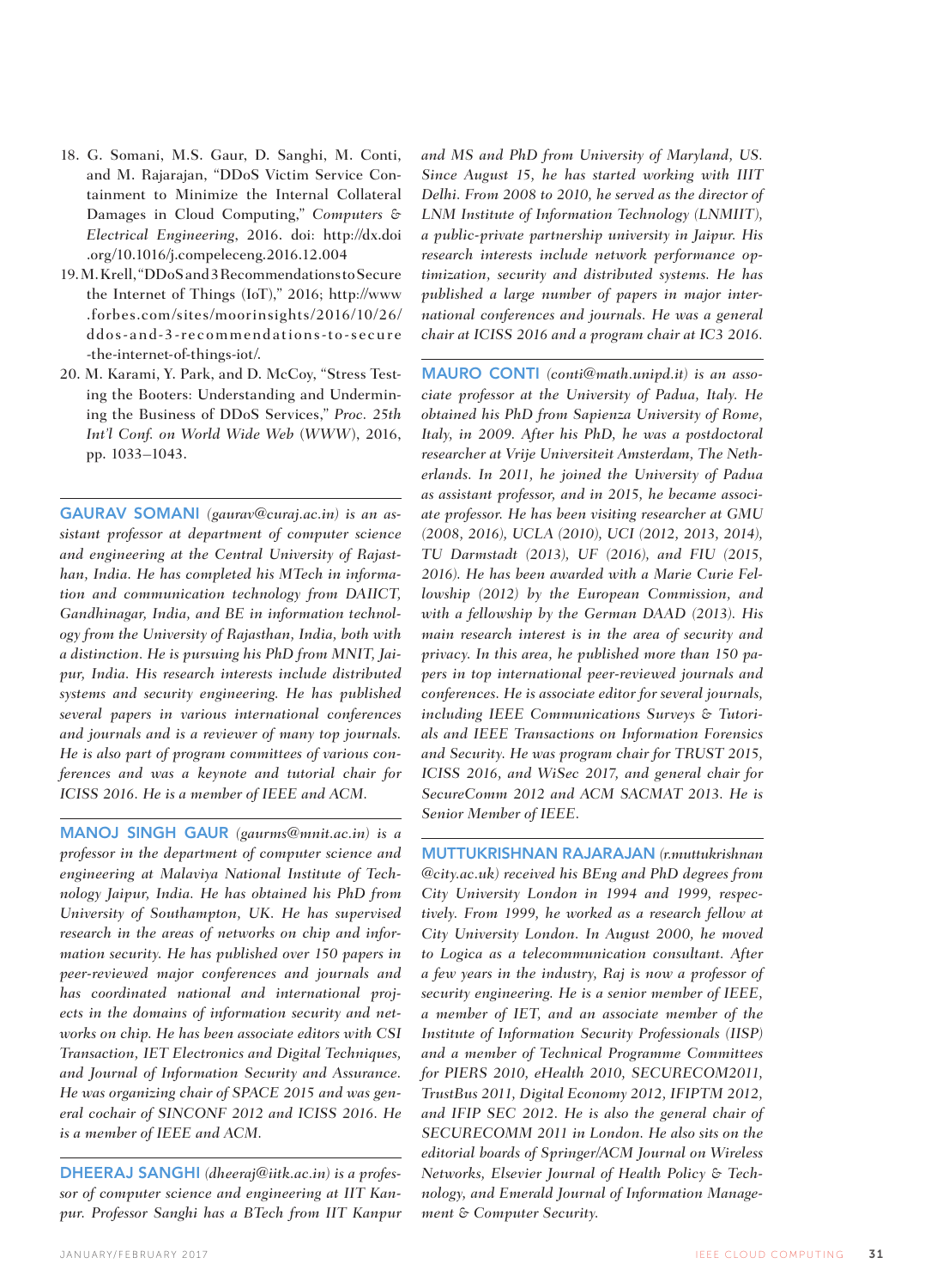18. G. Somani, M.S. Gaur, D. Sanghi, M. Conti, and M. Rajarajan, "DDoS Victim Service Containment to Minimize the Internal Collateral Damages in Cloud Computing," *Computers & Electrical Engineering*, 2016. doi: http://dx.doi.org/10.1016/j.compeleceng.2016.12.004
19. M. Krell, "DDoS and 3 Recommendations to Secure the Internet of Things (IoT)," 2016; http://www.forbes.com/sites/moorinsights/2016/10/26/ddos-and-3-recommendations-to-secure-the-internet-of-things-iot/.
20. M. Karami, Y. Park, and D. McCoy, "Stress Testing the Booters: Understanding and Undermining the Business of DDoS Services," *Proc. 25th Int'l Conf. on World Wide Web* (*WWW*), 2016, pp. 1033–1043.

---

**GAURAV SOMANI** *(gaurav@curaj.ac.in) is an assistant professor at department of computer science and engineering at the Central University of Rajasthan, India. He has completed his MTech in information and communication technology from DAIICT, Gandhinagar, India, and BE in information technology from the University of Rajasthan, India, both with a distinction. He is pursuing his PhD from MNIT, Jaipur, India. His research interests include distributed systems and security engineering. He has published several papers in various international conferences and journals and is a reviewer of many top journals. He is also part of program committees of various conferences and was a keynote and tutorial chair for ICISS 2016. He is a member of IEEE and ACM.*

---

**MANOJ SINGH GAUR** *(gaurms@mnit.ac.in) is a professor in the department of computer science and engineering at Malaviya National Institute of Technology Jaipur, India. He has obtained his PhD from University of Southampton, UK. He has supervised research in the areas of networks on chip and information security. He has published over 150 papers in peer-reviewed major conferences and journals and has coordinated national and international projects in the domains of information security and networks on chip. He has been associate editors with CSI Transaction, IET Electronics and Digital Techniques, and Journal of Information Security and Assurance. He was organizing chair of SPACE 2015 and was general cochair of SINCONF 2012 and ICISS 2016. He is a member of IEEE and ACM.*

---

**DHEERAJ SANGHI** *(dheeraj@iitk.ac.in) is a professor of computer science and engineering at IIT Kanpur. Professor Sanghi has a BTech from IIT Kanpur and MS and PhD from University of Maryland, US. Since August 15, he has started working with IIIT Delhi. From 2008 to 2010, he served as the director of LNM Institute of Information Technology (LNMIIT), a public-private partnership university in Jaipur. His research interests include network performance optimization, security and distributed systems. He has published a large number of papers in major international conferences and journals. He was a general chair at ICISS 2016 and a program chair at IC3 2016.*

---

**MAURO CONTI** *(conti@math.unipd.it) is an associate professor at the University of Padua, Italy. He obtained his PhD from Sapienza University of Rome, Italy, in 2009. After his PhD, he was a postdoctoral researcher at Vrije Universiteit Amsterdam, The Netherlands. In 2011, he joined the University of Padua as assistant professor, and in 2015, he became associate professor. He has been visiting researcher at GMU (2008, 2016), UCLA (2010), UCI (2012, 2013, 2014), TU Darmstadt (2013), UF (2016), and FIU (2015, 2016). He has been awarded with a Marie Curie Fellowship (2012) by the European Commission, and with a fellowship by the German DAAD (2013). His main research interest is in the area of security and privacy. In this area, he published more than 150 papers in top international peer-reviewed journals and conferences. He is associate editor for several journals, including IEEE Communications Surveys & Tutorials and IEEE Transactions on Information Forensics and Security. He was program chair for TRUST 2015, ICISS 2016, and WiSec 2017, and general chair for SecureComm 2012 and ACM SACMAT 2013. He is Senior Member of IEEE.*

---

**MUTTUKRISHNAN RAJARAJAN** *(r.muttukrishnan@city.ac.uk) received his BEng and PhD degrees from City University London in 1994 and 1999, respectively. From 1999, he worked as a research fellow at City University London. In August 2000, he moved to Logica as a telecommunication consultant. After a few years in the industry, Raj is now a professor of security engineering. He is a senior member of IEEE, a member of IET, and an associate member of the Institute of Information Security Professionals (IISP) and a member of Technical Programme Committees for PIERS 2010, eHealth 2010, SECURECOM2011, TrustBus 2011, Digital Economy 2012, IFIPTM 2012, and IFIP SEC 2012. He is also the general chair of SECURECOMM 2011 in London. He also sits on the editorial boards of Springer/ACM Journal on Wireless Networks, Elsevier Journal of Health Policy & Technology, and Emerald Journal of Information Management & Computer Security.*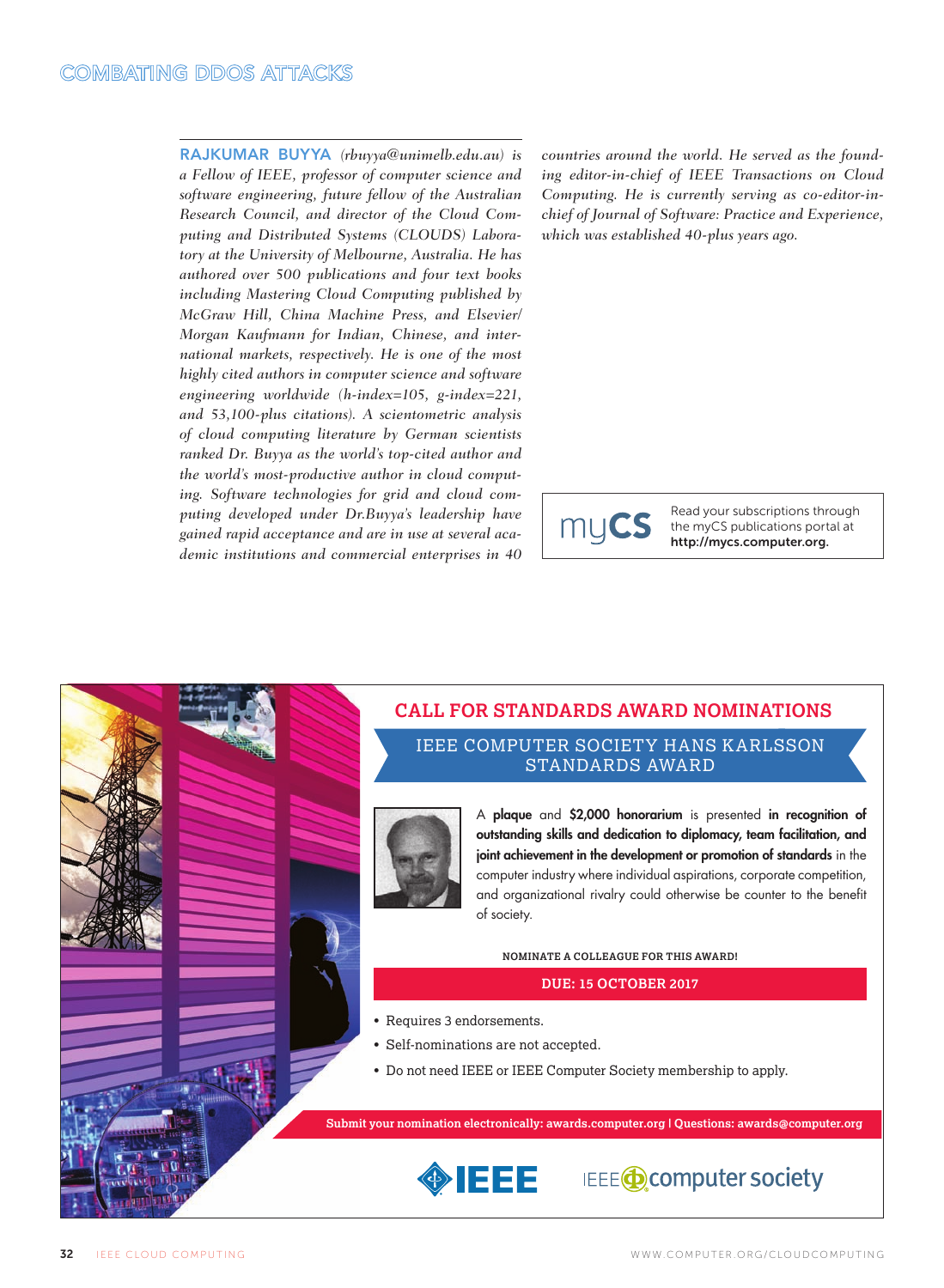**RAJKUMAR BUYYA** *(rbuyya@unimelb.edu.au) is a Fellow of IEEE, professor of computer science and software engineering, future fellow of the Australian Research Council, and director of the Cloud Computing and Distributed Systems (CLOUDS) Laboratory at the University of Melbourne, Australia. He has authored over 500 publications and four text books including Mastering Cloud Computing published by McGraw Hill, China Machine Press, and Elsevier/Morgan Kaufmann for Indian, Chinese, and international markets, respectively. He is one of the most highly cited authors in computer science and software engineering worldwide (h-index=105, g-index=221, and 53,100-plus citations). A scientometric analysis of cloud computing literature by German scientists ranked Dr. Buyya as the world's top-cited author and the world's most-productive author in cloud computing. Software technologies for grid and cloud computing developed under Dr.Buyya's leadership have gained rapid acceptance and are in use at several academic institutions and commercial enterprises in 40 countries around the world. He served as the founding editor-in-chief of IEEE Transactions on Cloud Computing. He is currently serving as co-editor-in-chief of Journal of Software: Practice and Experience, which was established 40-plus years ago.*

myCS — Read your subscriptions through the myCS publications portal at **http://mycs.computer.org**.

## CALL FOR STANDARDS AWARD NOMINATIONS

### IEEE COMPUTER SOCIETY HANS KARLSSON STANDARDS AWARD

A **plaque** and **$2,000 honorarium** is presented **in recognition of outstanding skills and dedication to diplomacy, team facilitation, and joint achievement in the development or promotion of standards** in the computer industry where individual aspirations, corporate competition, and organizational rivalry could otherwise be counter to the benefit of society.

**NOMINATE A COLLEAGUE FOR THIS AWARD!**

**DUE: 15 OCTOBER 2017**

- Requires 3 endorsements.
- Self-nominations are not accepted.
- Do not need IEEE or IEEE Computer Society membership to apply.

**Submit your nomination electronically: awards.computer.org | Questions: awards@computer.org**

IEEE | IEEE computer society